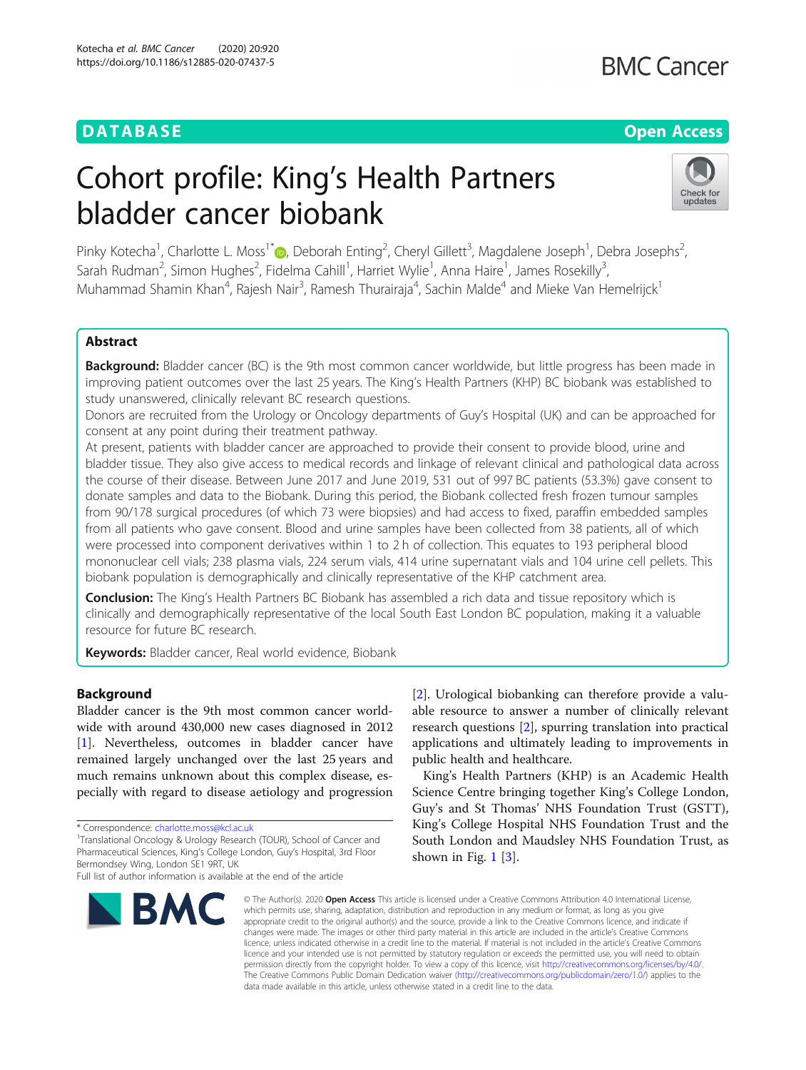DATABASE

Open Access

# Cohort profile: King's Health Partners bladder cancer biobank

Pinky Kotecha[1], Charlotte L. Moss[1*], Deborah Enting[2], Cheryl Gillett[3], Magdalene Joseph[1], Debra Josephs[2], Sarah Rudman[2], Simon Hughes[2], Fidelma Cahill[1], Harriet Wylie[1], Anna Haire[1], James Rosekilly[3], Muhammad Shamin Khan[4], Rajesh Nair[3], Ramesh Thurairaja[4], Sachin Malde[4] and Mieke Van Hemelrijck[1]

## Abstract

**Background:** Bladder cancer (BC) is the 9th most common cancer worldwide, but little progress has been made in improving patient outcomes over the last 25 years. The King's Health Partners (KHP) BC biobank was established to study unanswered, clinically relevant BC research questions.

Donors are recruited from the Urology or Oncology departments of Guy's Hospital (UK) and can be approached for consent at any point during their treatment pathway.

At present, patients with bladder cancer are approached to provide their consent to provide blood, urine and bladder tissue. They also give access to medical records and linkage of relevant clinical and pathological data across the course of their disease. Between June 2017 and June 2019, 531 out of 997 BC patients (53.3%) gave consent to donate samples and data to the Biobank. During this period, the Biobank collected fresh frozen tumour samples from 90/178 surgical procedures (of which 73 were biopsies) and had access to fixed, paraffin embedded samples from all patients who gave consent. Blood and urine samples have been collected from 38 patients, all of which were processed into component derivatives within 1 to 2 h of collection. This equates to 193 peripheral blood mononuclear cell vials; 238 plasma vials, 224 serum vials, 414 urine supernatant vials and 104 urine cell pellets. This biobank population is demographically and clinically representative of the KHP catchment area.

**Conclusion:** The King's Health Partners BC Biobank has assembled a rich data and tissue repository which is clinically and demographically representative of the local South East London BC population, making it a valuable resource for future BC research.

**Keywords:** Bladder cancer, Real world evidence, Biobank

## Background

Bladder cancer is the 9th most common cancer worldwide with around 430,000 new cases diagnosed in 2012 [1]. Nevertheless, outcomes in bladder cancer have remained largely unchanged over the last 25 years and much remains unknown about this complex disease, especially with regard to disease aetiology and progression [2]. Urological biobanking can therefore provide a valuable resource to answer a number of clinically relevant research questions [2], spurring translation into practical applications and ultimately leading to improvements in public health and healthcare.

King's Health Partners (KHP) is an Academic Health Science Centre bringing together King's College London, Guy's and St Thomas' NHS Foundation Trust (GSTT), King's College Hospital NHS Foundation Trust and the South London and Maudsley NHS Foundation Trust, as shown in Fig. 1 [3].

\* Correspondence: charlotte.moss@kcl.ac.uk

[1]Translational Oncology & Urology Research (TOUR), School of Cancer and Pharmaceutical Sciences, King's College London, Guy's Hospital, 3rd Floor Bermondsey Wing, London SE1 9RT, UK

Full list of author information is available at the end of the article

© The Author(s). 2020 **Open Access** This article is licensed under a Creative Commons Attribution 4.0 International License, which permits use, sharing, adaptation, distribution and reproduction in any medium or format, as long as you give appropriate credit to the original author(s) and the source, provide a link to the Creative Commons licence, and indicate if changes were made. The images or other third party material in this article are included in the article's Creative Commons licence, unless indicated otherwise in a credit line to the material. If material is not included in the article's Creative Commons licence and your intended use is not permitted by statutory regulation or exceeds the permitted use, you will need to obtain permission directly from the copyright holder. To view a copy of this licence, visit http://creativecommons.org/licenses/by/4.0/. The Creative Commons Public Domain Dedication waiver (http://creativecommons.org/publicdomain/zero/1.0/) applies to the data made available in this article, unless otherwise stated in a credit line to the data.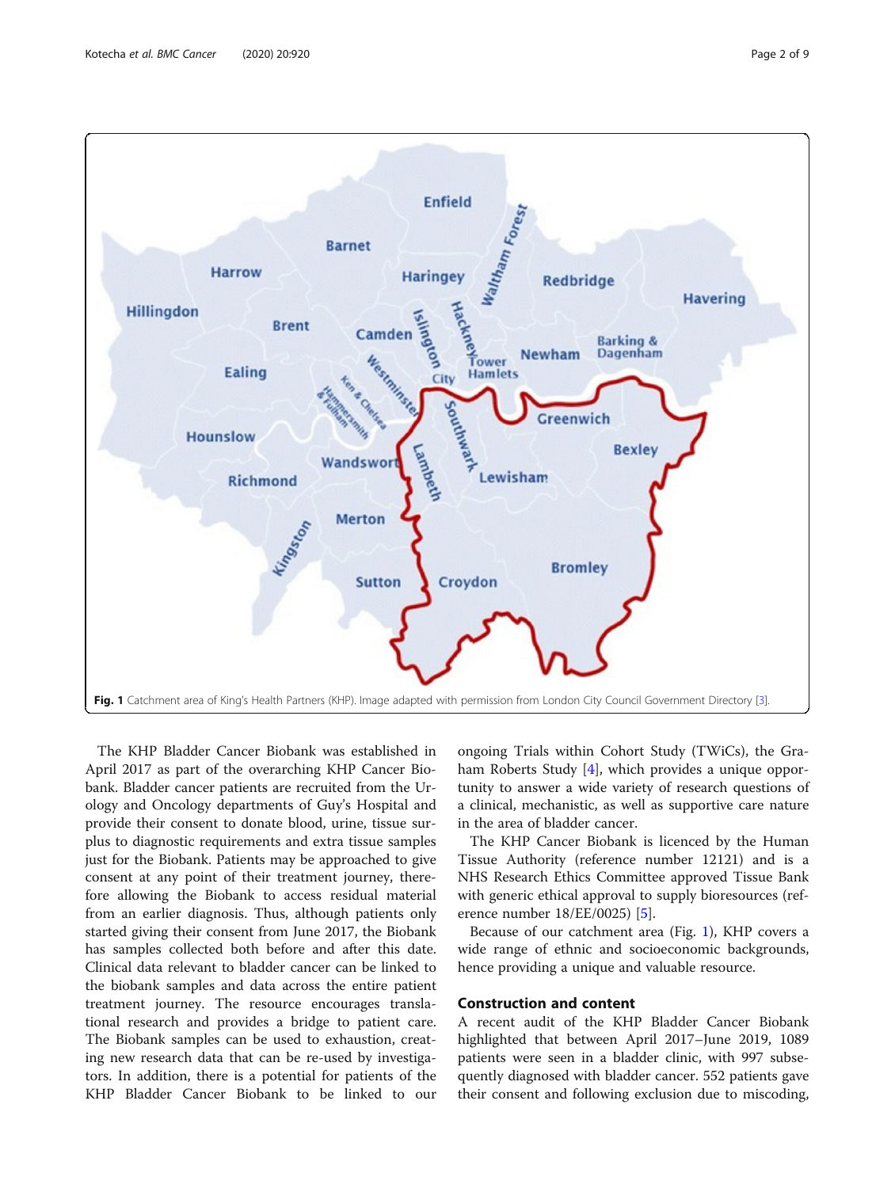Fig. 1 Catchment area of King's Health Partners (KHP). Image adapted with permission from London City Council Government Directory [3].

The KHP Bladder Cancer Biobank was established in April 2017 as part of the overarching KHP Cancer Biobank. Bladder cancer patients are recruited from the Urology and Oncology departments of Guy's Hospital and provide their consent to donate blood, urine, tissue surplus to diagnostic requirements and extra tissue samples just for the Biobank. Patients may be approached to give consent at any point of their treatment journey, therefore allowing the Biobank to access residual material from an earlier diagnosis. Thus, although patients only started giving their consent from June 2017, the Biobank has samples collected both before and after this date. Clinical data relevant to bladder cancer can be linked to the biobank samples and data across the entire patient treatment journey. The resource encourages translational research and provides a bridge to patient care. The Biobank samples can be used to exhaustion, creating new research data that can be re-used by investigators. In addition, there is a potential for patients of the KHP Bladder Cancer Biobank to be linked to our ongoing Trials within Cohort Study (TWiCs), the Graham Roberts Study [4], which provides a unique opportunity to answer a wide variety of research questions of a clinical, mechanistic, as well as supportive care nature in the area of bladder cancer.

The KHP Cancer Biobank is licenced by the Human Tissue Authority (reference number 12121) and is a NHS Research Ethics Committee approved Tissue Bank with generic ethical approval to supply bioresources (reference number 18/EE/0025) [5].

Because of our catchment area (Fig. 1), KHP covers a wide range of ethnic and socioeconomic backgrounds, hence providing a unique and valuable resource.

## Construction and content

A recent audit of the KHP Bladder Cancer Biobank highlighted that between April 2017–June 2019, 1089 patients were seen in a bladder clinic, with 997 subsequently diagnosed with bladder cancer. 552 patients gave their consent and following exclusion due to miscoding,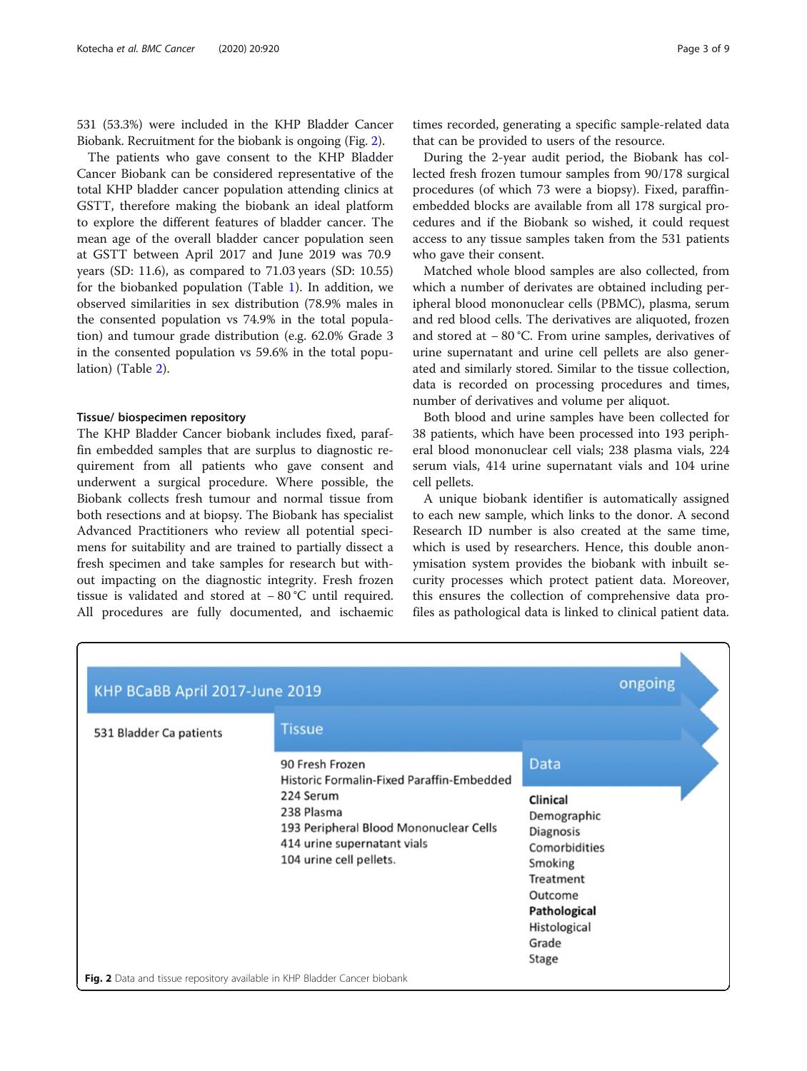531 (53.3%) were included in the KHP Bladder Cancer Biobank. Recruitment for the biobank is ongoing (Fig. 2).

The patients who gave consent to the KHP Bladder Cancer Biobank can be considered representative of the total KHP bladder cancer population attending clinics at GSTT, therefore making the biobank an ideal platform to explore the different features of bladder cancer. The mean age of the overall bladder cancer population seen at GSTT between April 2017 and June 2019 was 70.9 years (SD: 11.6), as compared to 71.03 years (SD: 10.55) for the biobanked population (Table 1). In addition, we observed similarities in sex distribution (78.9% males in the consented population vs 74.9% in the total population) and tumour grade distribution (e.g. 62.0% Grade 3 in the consented population vs 59.6% in the total population) (Table 2).

#### Tissue/ biospecimen repository

The KHP Bladder Cancer biobank includes fixed, paraffin embedded samples that are surplus to diagnostic requirement from all patients who gave consent and underwent a surgical procedure. Where possible, the Biobank collects fresh tumour and normal tissue from both resections and at biopsy. The Biobank has specialist Advanced Practitioners who review all potential specimens for suitability and are trained to partially dissect a fresh specimen and take samples for research but without impacting on the diagnostic integrity. Fresh frozen tissue is validated and stored at − 80 °C until required. All procedures are fully documented, and ischaemic times recorded, generating a specific sample-related data that can be provided to users of the resource.

During the 2-year audit period, the Biobank has collected fresh frozen tumour samples from 90/178 surgical procedures (of which 73 were a biopsy). Fixed, paraffin-embedded blocks are available from all 178 surgical procedures and if the Biobank so wished, it could request access to any tissue samples taken from the 531 patients who gave their consent.

Matched whole blood samples are also collected, from which a number of derivates are obtained including peripheral blood mononuclear cells (PBMC), plasma, serum and red blood cells. The derivatives are aliquoted, frozen and stored at − 80 °C. From urine samples, derivatives of urine supernatant and urine cell pellets are also generated and similarly stored. Similar to the tissue collection, data is recorded on processing procedures and times, number of derivatives and volume per aliquot.

Both blood and urine samples have been collected for 38 patients, which have been processed into 193 peripheral blood mononuclear cell vials; 238 plasma vials, 224 serum vials, 414 urine supernatant vials and 104 urine cell pellets.

A unique biobank identifier is automatically assigned to each new sample, which links to the donor. A second Research ID number is also created at the same time, which is used by researchers. Hence, this double anonymisation system provides the biobank with inbuilt security processes which protect patient data. Moreover, this ensures the collection of comprehensive data profiles as pathological data is linked to clinical patient data.

KHP BCaBB April 2017-June 2019 — ongoing

531 Bladder Ca patients

Tissue
- 90 Fresh Frozen
- Historic Formalin-Fixed Paraffin-Embedded
- 224 Serum
- 238 Plasma
- 193 Peripheral Blood Mononuclear Cells
- 414 urine supernatant vials
- 104 urine cell pellets.

Data

**Clinical**
- Demographic
- Diagnosis
- Comorbidities
- Smoking
- Treatment
- Outcome

**Pathological**
- Histological
- Grade
- Stage

**Fig. 2** Data and tissue repository available in KHP Bladder Cancer biobank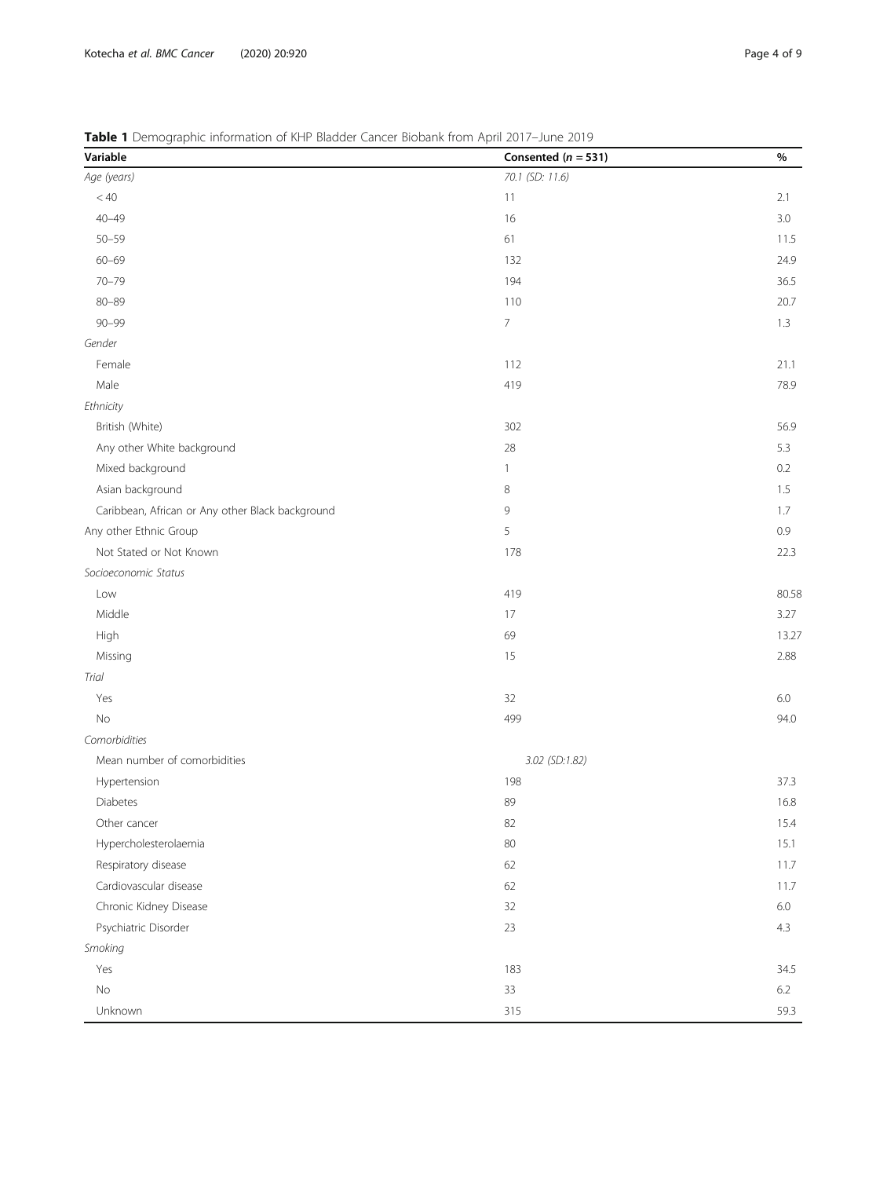**Table 1** Demographic information of KHP Bladder Cancer Biobank from April 2017–June 2019

| Variable | Consented ($n$ = 531) | % |
|---|---|---|
| *Age (years)* | *70.1 (SD: 11.6)* | |
| < 40 | 11 | 2.1 |
| 40–49 | 16 | 3.0 |
| 50–59 | 61 | 11.5 |
| 60–69 | 132 | 24.9 |
| 70–79 | 194 | 36.5 |
| 80–89 | 110 | 20.7 |
| 90–99 | 7 | 1.3 |
| *Gender* | | |
| Female | 112 | 21.1 |
| Male | 419 | 78.9 |
| *Ethnicity* | | |
| British (White) | 302 | 56.9 |
| Any other White background | 28 | 5.3 |
| Mixed background | 1 | 0.2 |
| Asian background | 8 | 1.5 |
| Caribbean, African or Any other Black background | 9 | 1.7 |
| Any other Ethnic Group | 5 | 0.9 |
| Not Stated or Not Known | 178 | 22.3 |
| *Socioeconomic Status* | | |
| Low | 419 | 80.58 |
| Middle | 17 | 3.27 |
| High | 69 | 13.27 |
| Missing | 15 | 2.88 |
| *Trial* | | |
| Yes | 32 | 6.0 |
| No | 499 | 94.0 |
| *Comorbidities* | | |
| Mean number of comorbidities | *3.02 (SD:1.82)* | |
| Hypertension | 198 | 37.3 |
| Diabetes | 89 | 16.8 |
| Other cancer | 82 | 15.4 |
| Hypercholesterolaemia | 80 | 15.1 |
| Respiratory disease | 62 | 11.7 |
| Cardiovascular disease | 62 | 11.7 |
| Chronic Kidney Disease | 32 | 6.0 |
| Psychiatric Disorder | 23 | 4.3 |
| *Smoking* | | |
| Yes | 183 | 34.5 |
| No | 33 | 6.2 |
| Unknown | 315 | 59.3 |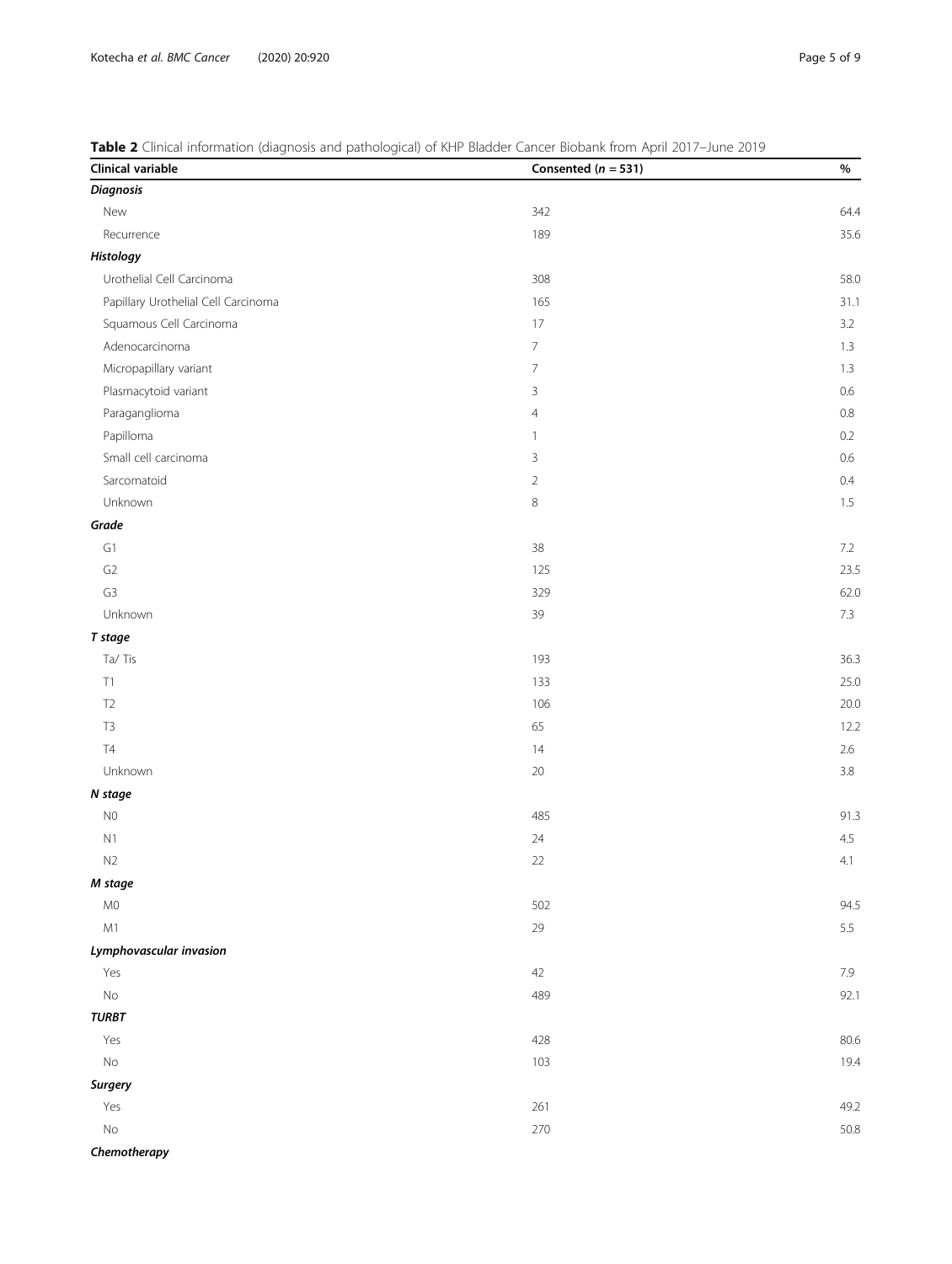**Table 2** Clinical information (diagnosis and pathological) of KHP Bladder Cancer Biobank from April 2017–June 2019

| Clinical variable | Consented ($n = 531$) | % |
|---|---|---|
| ***Diagnosis*** | | |
| New | 342 | 64.4 |
| Recurrence | 189 | 35.6 |
| ***Histology*** | | |
| Urothelial Cell Carcinoma | 308 | 58.0 |
| Papillary Urothelial Cell Carcinoma | 165 | 31.1 |
| Squamous Cell Carcinoma | 17 | 3.2 |
| Adenocarcinoma | 7 | 1.3 |
| Micropapillary variant | 7 | 1.3 |
| Plasmacytoid variant | 3 | 0.6 |
| Paraganglioma | 4 | 0.8 |
| Papilloma | 1 | 0.2 |
| Small cell carcinoma | 3 | 0.6 |
| Sarcomatoid | 2 | 0.4 |
| Unknown | 8 | 1.5 |
| ***Grade*** | | |
| G1 | 38 | 7.2 |
| G2 | 125 | 23.5 |
| G3 | 329 | 62.0 |
| Unknown | 39 | 7.3 |
| ***T stage*** | | |
| Ta/ Tis | 193 | 36.3 |
| T1 | 133 | 25.0 |
| T2 | 106 | 20.0 |
| T3 | 65 | 12.2 |
| T4 | 14 | 2.6 |
| Unknown | 20 | 3.8 |
| ***N stage*** | | |
| N0 | 485 | 91.3 |
| N1 | 24 | 4.5 |
| N2 | 22 | 4.1 |
| ***M stage*** | | |
| M0 | 502 | 94.5 |
| M1 | 29 | 5.5 |
| ***Lymphovascular invasion*** | | |
| Yes | 42 | 7.9 |
| No | 489 | 92.1 |
| ***TURBT*** | | |
| Yes | 428 | 80.6 |
| No | 103 | 19.4 |
| ***Surgery*** | | |
| Yes | 261 | 49.2 |
| No | 270 | 50.8 |
| ***Chemotherapy*** | | |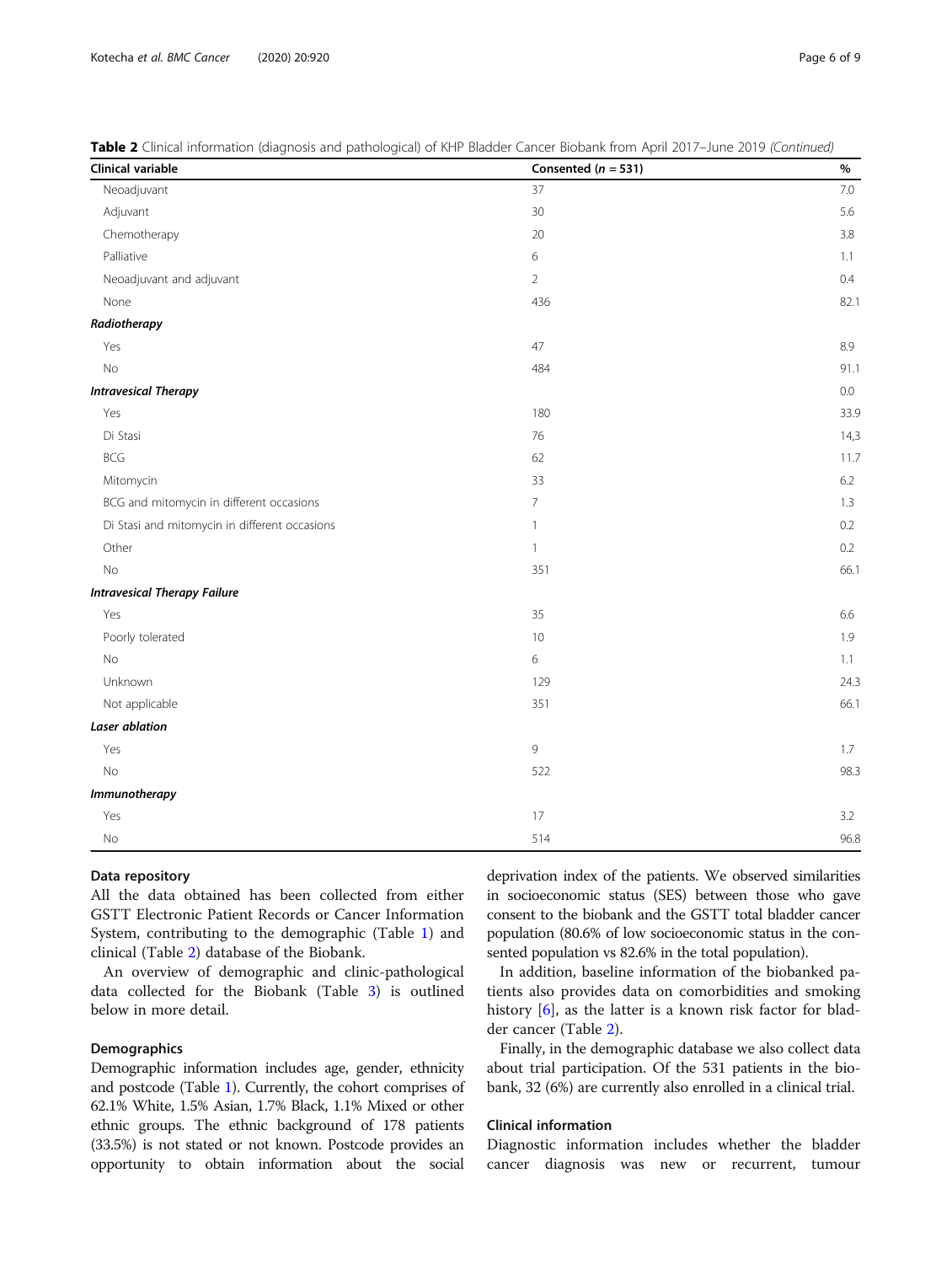**Table 2** Clinical information (diagnosis and pathological) of KHP Bladder Cancer Biobank from April 2017–June 2019 *(Continued)*

| Clinical variable | Consented (*n* = 531) | % |
|---|---|---|
| Neoadjuvant | 37 | 7.0 |
| Adjuvant | 30 | 5.6 |
| Chemotherapy | 20 | 3.8 |
| Palliative | 6 | 1.1 |
| Neoadjuvant and adjuvant | 2 | 0.4 |
| None | 436 | 82.1 |
| ***Radiotherapy*** | | |
| Yes | 47 | 8.9 |
| No | 484 | 91.1 |
| ***Intravesical Therapy*** | | 0.0 |
| Yes | 180 | 33.9 |
| Di Stasi | 76 | 14,3 |
| BCG | 62 | 11.7 |
| Mitomycin | 33 | 6.2 |
| BCG and mitomycin in different occasions | 7 | 1.3 |
| Di Stasi and mitomycin in different occasions | 1 | 0.2 |
| Other | 1 | 0.2 |
| No | 351 | 66.1 |
| ***Intravesical Therapy Failure*** | | |
| Yes | 35 | 6.6 |
| Poorly tolerated | 10 | 1.9 |
| No | 6 | 1.1 |
| Unknown | 129 | 24.3 |
| Not applicable | 351 | 66.1 |
| ***Laser ablation*** | | |
| Yes | 9 | 1.7 |
| No | 522 | 98.3 |
| ***Immunotherapy*** | | |
| Yes | 17 | 3.2 |
| No | 514 | 96.8 |

### Data repository

All the data obtained has been collected from either GSTT Electronic Patient Records or Cancer Information System, contributing to the demographic (Table 1) and clinical (Table 2) database of the Biobank.

An overview of demographic and clinic-pathological data collected for the Biobank (Table 3) is outlined below in more detail.

### Demographics

Demographic information includes age, gender, ethnicity and postcode (Table 1). Currently, the cohort comprises of 62.1% White, 1.5% Asian, 1.7% Black, 1.1% Mixed or other ethnic groups. The ethnic background of 178 patients (33.5%) is not stated or not known. Postcode provides an opportunity to obtain information about the social deprivation index of the patients. We observed similarities in socioeconomic status (SES) between those who gave consent to the biobank and the GSTT total bladder cancer population (80.6% of low socioeconomic status in the consented population vs 82.6% in the total population).

In addition, baseline information of the biobanked patients also provides data on comorbidities and smoking history [6], as the latter is a known risk factor for bladder cancer (Table 2).

Finally, in the demographic database we also collect data about trial participation. Of the 531 patients in the biobank, 32 (6%) are currently also enrolled in a clinical trial.

### Clinical information

Diagnostic information includes whether the bladder cancer diagnosis was new or recurrent, tumour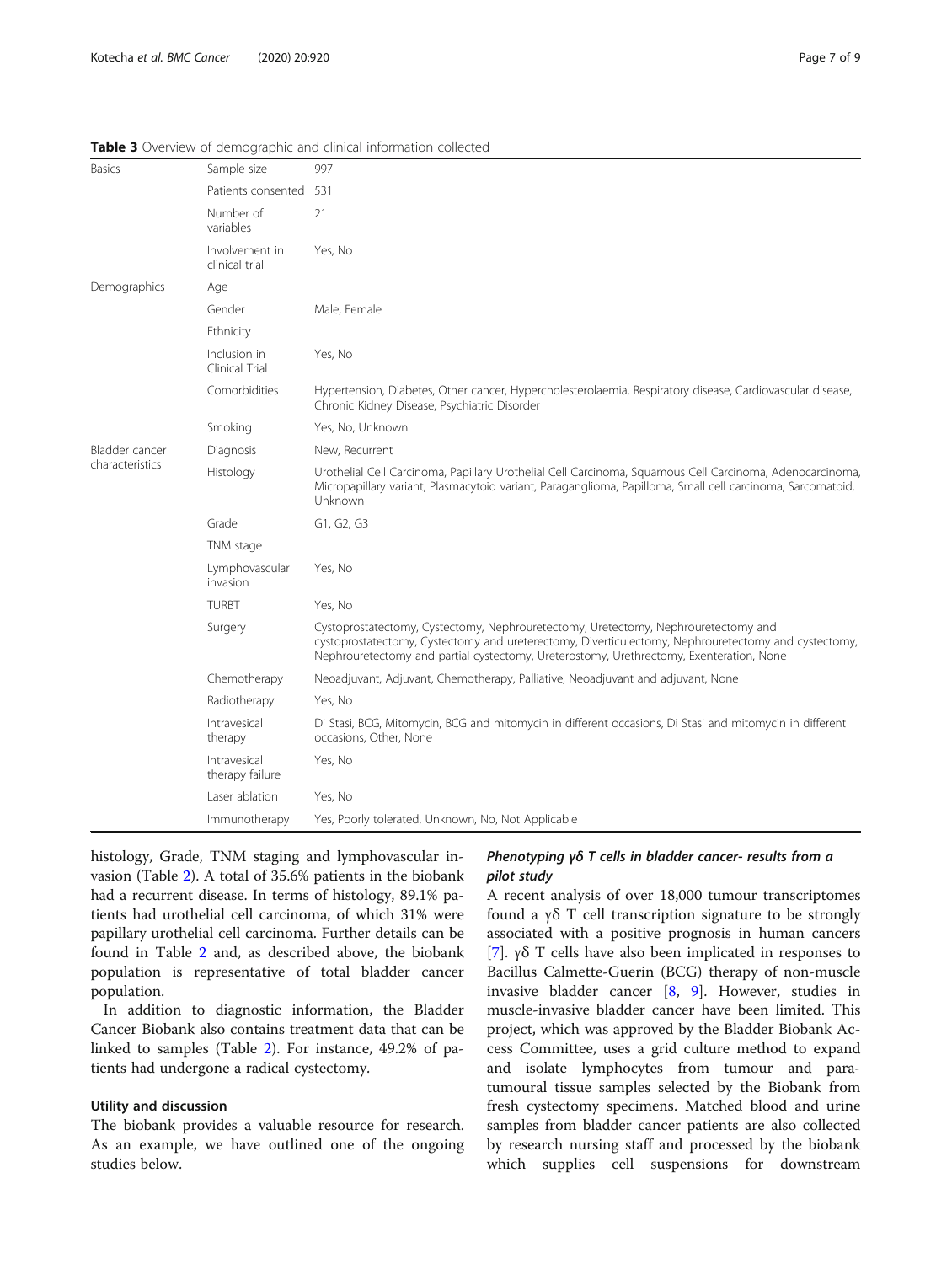**Table 3** Overview of demographic and clinical information collected

| | | |
|---|---|---|
| Basics | Sample size | 997 |
| | Patients consented | 531 |
| | Number of variables | 21 |
| | Involvement in clinical trial | Yes, No |
| Demographics | Age | |
| | Gender | Male, Female |
| | Ethnicity | |
| | Inclusion in Clinical Trial | Yes, No |
| | Comorbidities | Hypertension, Diabetes, Other cancer, Hypercholesterolaemia, Respiratory disease, Cardiovascular disease, Chronic Kidney Disease, Psychiatric Disorder |
| | Smoking | Yes, No, Unknown |
| Bladder cancer characteristics | Diagnosis | New, Recurrent |
| | Histology | Urothelial Cell Carcinoma, Papillary Urothelial Cell Carcinoma, Squamous Cell Carcinoma, Adenocarcinoma, Micropapillary variant, Plasmacytoid variant, Paraganglioma, Papilloma, Small cell carcinoma, Sarcomatoid, Unknown |
| | Grade | G1, G2, G3 |
| | TNM stage | |
| | Lymphovascular invasion | Yes, No |
| | TURBT | Yes, No |
| | Surgery | Cystoprostatectomy, Cystectomy, Nephrouretectomy, Uretectomy, Nephrouretectomy and cystoprostatectomy, Cystectomy and ureterectomy, Diverticulectomy, Nephrouretectomy and cystectomy, Nephrouretectomy and partial cystectomy, Ureterostomy, Urethrectomy, Exenteration, None |
| | Chemotherapy | Neoadjuvant, Adjuvant, Chemotherapy, Palliative, Neoadjuvant and adjuvant, None |
| | Radiotherapy | Yes, No |
| | Intravesical therapy | Di Stasi, BCG, Mitomycin, BCG and mitomycin in different occasions, Di Stasi and mitomycin in different occasions, Other, None |
| | Intravesical therapy failure | Yes, No |
| | Laser ablation | Yes, No |
| | Immunotherapy | Yes, Poorly tolerated, Unknown, No, Not Applicable |

histology, Grade, TNM staging and lymphovascular invasion (Table 2). A total of 35.6% patients in the biobank had a recurrent disease. In terms of histology, 89.1% patients had urothelial cell carcinoma, of which 31% were papillary urothelial cell carcinoma. Further details can be found in Table 2 and, as described above, the biobank population is representative of total bladder cancer population.

In addition to diagnostic information, the Bladder Cancer Biobank also contains treatment data that can be linked to samples (Table 2). For instance, 49.2% of patients had undergone a radical cystectomy.

## Utility and discussion

The biobank provides a valuable resource for research. As an example, we have outlined one of the ongoing studies below.

### *Phenotyping γδ T cells in bladder cancer- results from a pilot study*

A recent analysis of over 18,000 tumour transcriptomes found a γδ T cell transcription signature to be strongly associated with a positive prognosis in human cancers [7]. γδ T cells have also been implicated in responses to Bacillus Calmette-Guerin (BCG) therapy of non-muscle invasive bladder cancer [8, 9]. However, studies in muscle-invasive bladder cancer have been limited. This project, which was approved by the Bladder Biobank Access Committee, uses a grid culture method to expand and isolate lymphocytes from tumour and paratumoural tissue samples selected by the Biobank from fresh cystectomy specimens. Matched blood and urine samples from bladder cancer patients are also collected by research nursing staff and processed by the biobank which supplies cell suspensions for downstream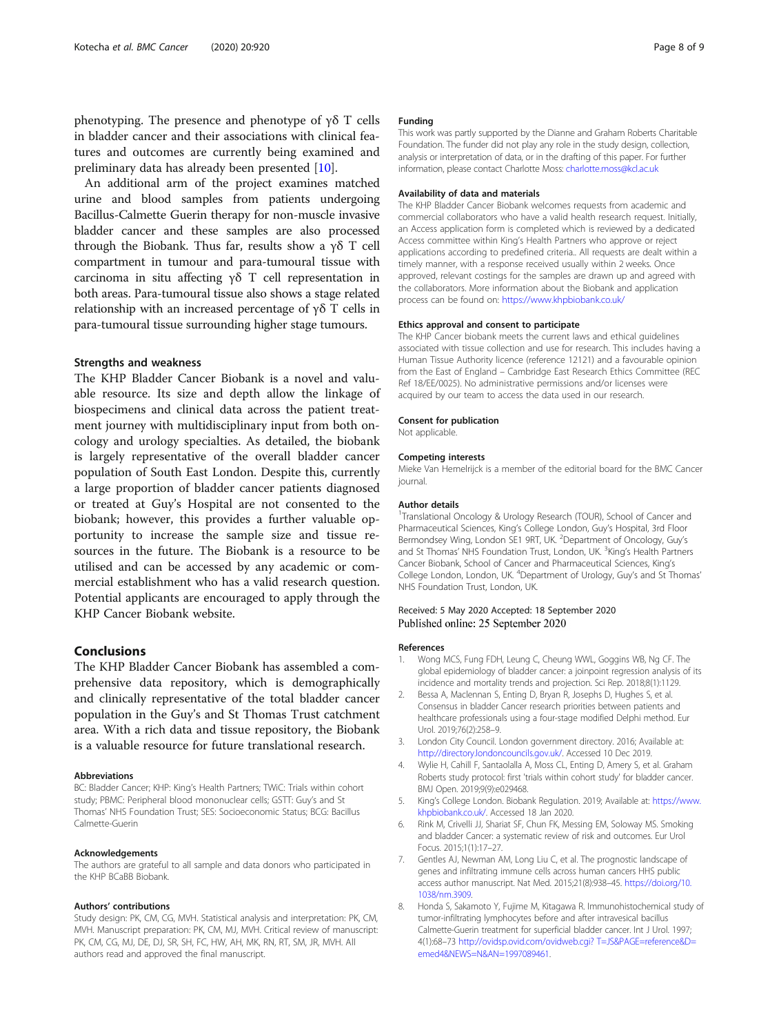phenotyping. The presence and phenotype of γδ T cells in bladder cancer and their associations with clinical features and outcomes are currently being examined and preliminary data has already been presented [10].

An additional arm of the project examines matched urine and blood samples from patients undergoing Bacillus-Calmette Guerin therapy for non-muscle invasive bladder cancer and these samples are also processed through the Biobank. Thus far, results show a γδ T cell compartment in tumour and para-tumoural tissue with carcinoma in situ affecting γδ T cell representation in both areas. Para-tumoural tissue also shows a stage related relationship with an increased percentage of γδ T cells in para-tumoural tissue surrounding higher stage tumours.

### Strengths and weakness

The KHP Bladder Cancer Biobank is a novel and valuable resource. Its size and depth allow the linkage of biospecimens and clinical data across the patient treatment journey with multidisciplinary input from both oncology and urology specialties. As detailed, the biobank is largely representative of the overall bladder cancer population of South East London. Despite this, currently a large proportion of bladder cancer patients diagnosed or treated at Guy's Hospital are not consented to the biobank; however, this provides a further valuable opportunity to increase the sample size and tissue resources in the future. The Biobank is a resource to be utilised and can be accessed by any academic or commercial establishment who has a valid research question. Potential applicants are encouraged to apply through the KHP Cancer Biobank website.

## Conclusions

The KHP Bladder Cancer Biobank has assembled a comprehensive data repository, which is demographically and clinically representative of the total bladder cancer population in the Guy's and St Thomas Trust catchment area. With a rich data and tissue repository, the Biobank is a valuable resource for future translational research.

#### Abbreviations

BC: Bladder Cancer; KHP: King's Health Partners; TWiC: Trials within cohort study; PBMC: Peripheral blood mononuclear cells; GSTT: Guy's and St Thomas' NHS Foundation Trust; SES: Socioeconomic Status; BCG: Bacillus Calmette-Guerin

#### Acknowledgements

The authors are grateful to all sample and data donors who participated in the KHP BCaBB Biobank.

#### Authors' contributions

Study design: PK, CM, CG, MVH. Statistical analysis and interpretation: PK, CM, MVH. Manuscript preparation: PK, CM, MJ, MVH. Critical review of manuscript: PK, CM, CG, MJ, DE, DJ, SR, SH, FC, HW, AH, MK, RN, RT, SM, JR, MVH. All authors read and approved the final manuscript.

#### Funding

This work was partly supported by the Dianne and Graham Roberts Charitable Foundation. The funder did not play any role in the study design, collection, analysis or interpretation of data, or in the drafting of this paper. For further information, please contact Charlotte Moss: charlotte.moss@kcl.ac.uk

#### Availability of data and materials

The KHP Bladder Cancer Biobank welcomes requests from academic and commercial collaborators who have a valid health research request. Initially, an Access application form is completed which is reviewed by a dedicated Access committee within King's Health Partners who approve or reject applications according to predefined criteria.. All requests are dealt within a timely manner, with a response received usually within 2 weeks. Once approved, relevant costings for the samples are drawn up and agreed with the collaborators. More information about the Biobank and application process can be found on: https://www.khpbiobank.co.uk/

#### Ethics approval and consent to participate

The KHP Cancer biobank meets the current laws and ethical guidelines associated with tissue collection and use for research. This includes having a Human Tissue Authority licence (reference 12121) and a favourable opinion from the East of England – Cambridge East Research Ethics Committee (REC Ref 18/EE/0025). No administrative permissions and/or licenses were acquired by our team to access the data used in our research.

#### Consent for publication

Not applicable.

#### Competing interests

Mieke Van Hemelrijck is a member of the editorial board for the BMC Cancer journal.

#### Author details

[1]Translational Oncology & Urology Research (TOUR), School of Cancer and Pharmaceutical Sciences, King's College London, Guy's Hospital, 3rd Floor Bermondsey Wing, London SE1 9RT, UK. [2]Department of Oncology, Guy's and St Thomas' NHS Foundation Trust, London, UK. [3]King's Health Partners Cancer Biobank, School of Cancer and Pharmaceutical Sciences, King's College London, London, UK. [4]Department of Urology, Guy's and St Thomas' NHS Foundation Trust, London, UK.

Received: 5 May 2020 Accepted: 18 September 2020
Published online: 25 September 2020

#### References

1. Wong MCS, Fung FDH, Leung C, Cheung WWL, Goggins WB, Ng CF. The global epidemiology of bladder cancer: a joinpoint regression analysis of its incidence and mortality trends and projection. Sci Rep. 2018;8(1):1129.
2. Bessa A, Maclennan S, Enting D, Bryan R, Josephs D, Hughes S, et al. Consensus in bladder Cancer research priorities between patients and healthcare professionals using a four-stage modified Delphi method. Eur Urol. 2019;76(2):258–9.
3. London City Council. London government directory. 2016; Available at: http://directory.londoncouncils.gov.uk/. Accessed 10 Dec 2019.
4. Wylie H, Cahill F, Santaolalla A, Moss CL, Enting D, Amery S, et al. Graham Roberts study protocol: first 'trials within cohort study' for bladder cancer. BMJ Open. 2019;9(9):e029468.
5. King's College London. Biobank Regulation. 2019; Available at: https://www.khpbiobank.co.uk/. Accessed 18 Jan 2020.
6. Rink M, Crivelli JJ, Shariat SF, Chun FK, Messing EM, Soloway MS. Smoking and bladder Cancer: a systematic review of risk and outcomes. Eur Urol Focus. 2015;1(1):17–27.
7. Gentles AJ, Newman AM, Long Liu C, et al. The prognostic landscape of genes and infiltrating immune cells across human cancers HHS public access author manuscript. Nat Med. 2015;21(8):938–45. https://doi.org/10.1038/nm.3909.
8. Honda S, Sakamoto Y, Fujime M, Kitagawa R. Immunohistochemical study of tumor-infiltrating lymphocytes before and after intravesical bacillus Calmette-Guerin treatment for superficial bladder cancer. Int J Urol. 1997;4(1):68–73 http://ovidsp.ovid.com/ovidweb.cgi?T=JS&PAGE=reference&D=emed4&NEWS=N&AN=1997089461.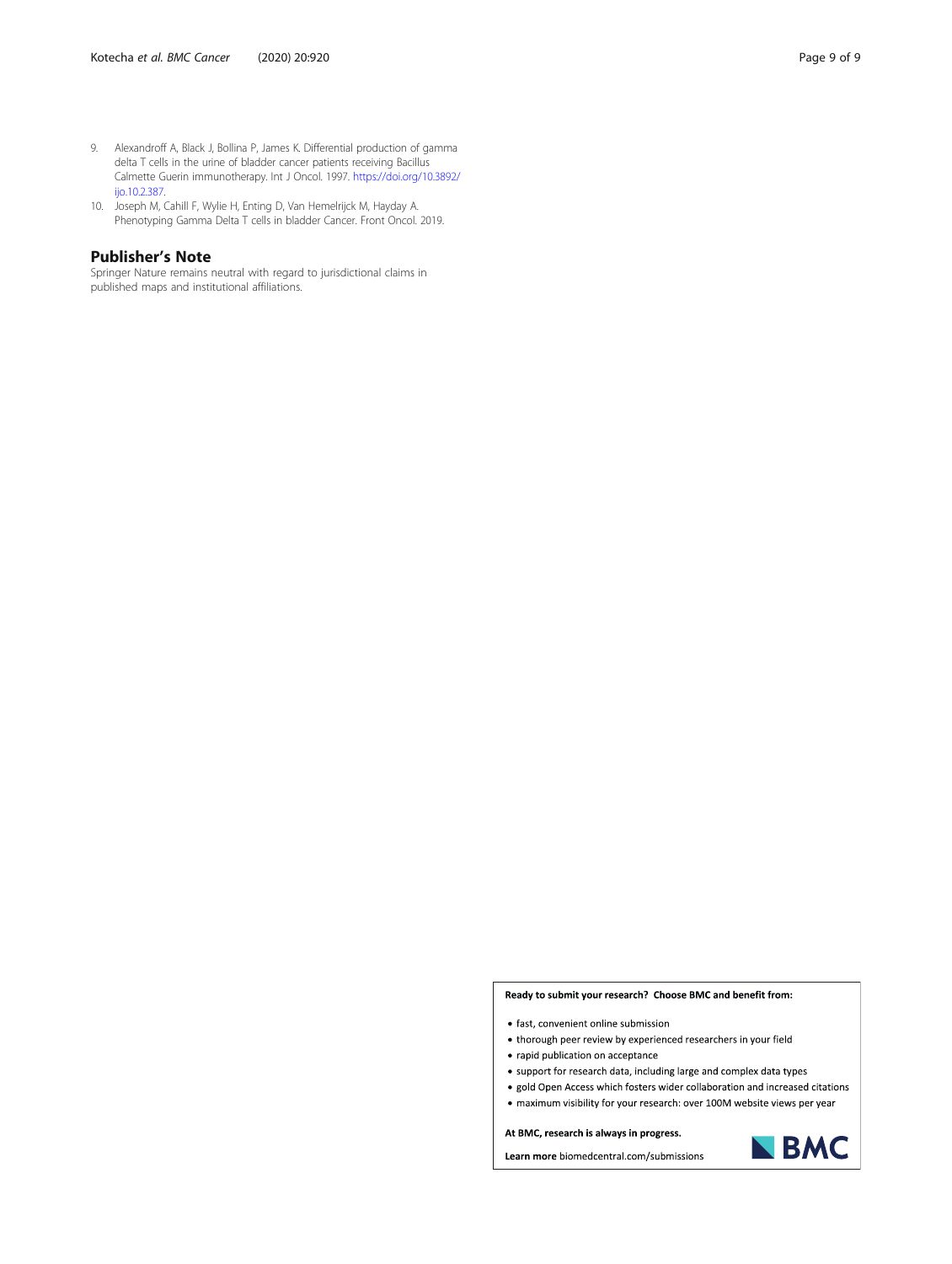9. Alexandroff A, Black J, Bollina P, James K. Differential production of gamma delta T cells in the urine of bladder cancer patients receiving Bacillus Calmette Guerin immunotherapy. Int J Oncol. 1997. https://doi.org/10.3892/ijo.10.2.387.
10. Joseph M, Cahill F, Wylie H, Enting D, Van Hemelrijck M, Hayday A. Phenotyping Gamma Delta T cells in bladder Cancer. Front Oncol. 2019.

## Publisher's Note

Springer Nature remains neutral with regard to jurisdictional claims in published maps and institutional affiliations.

**Ready to submit your research? Choose BMC and benefit from:**

- fast, convenient online submission
- thorough peer review by experienced researchers in your field
- rapid publication on acceptance
- support for research data, including large and complex data types
- gold Open Access which fosters wider collaboration and increased citations
- maximum visibility for your research: over 100M website views per year

**At BMC, research is always in progress.**

**Learn more** biomedcentral.com/submissions

BMC